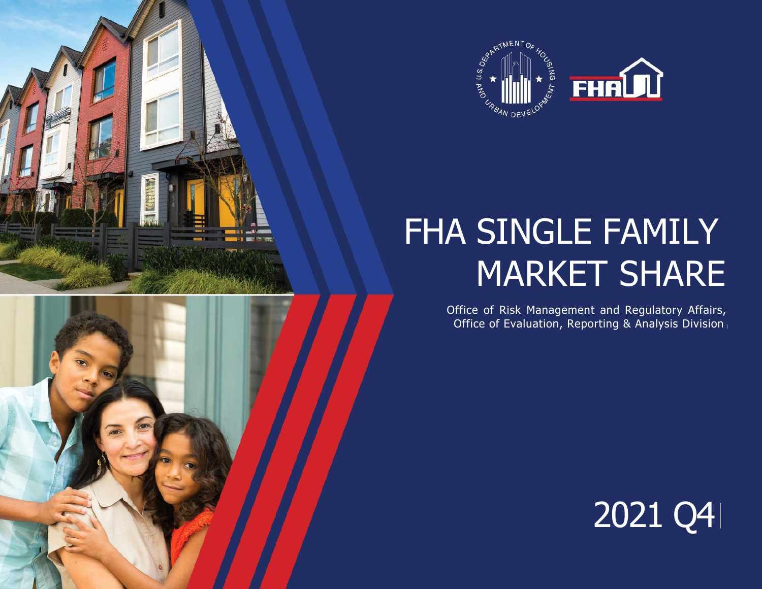# FHA SINGLE FAMILY MARKET SHARE

Office of Risk Management and Regulatory Affairs,
Office of Evaluation, Reporting & Analysis Division

2021 Q4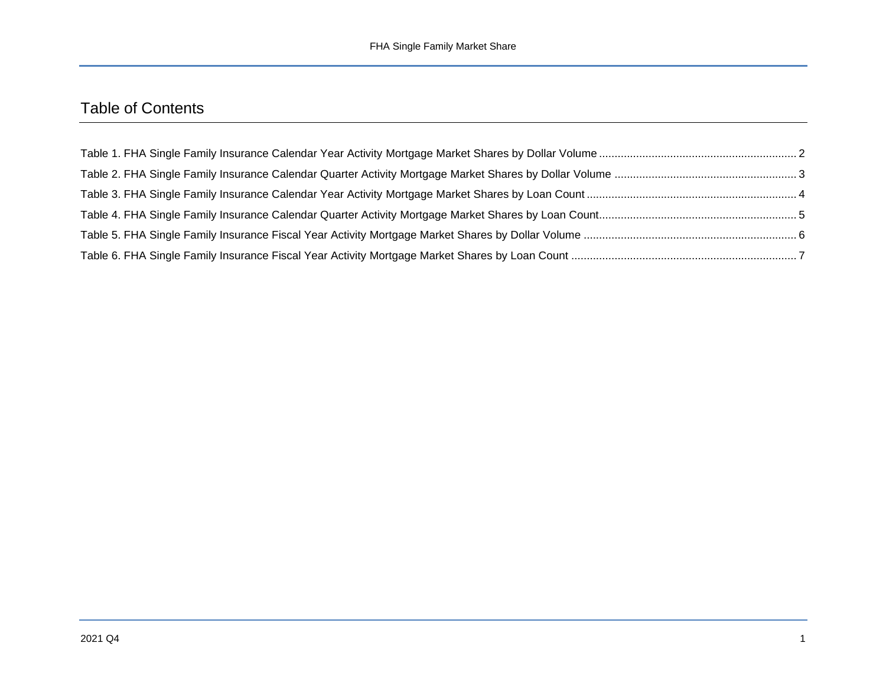# Table of Contents

Table 1. FHA Single Family Insurance Calendar Year Activity Mortgage Market Shares by Dollar Volume ........ 2

Table 2. FHA Single Family Insurance Calendar Quarter Activity Mortgage Market Shares by Dollar Volume ........ 3

Table 3. FHA Single Family Insurance Calendar Year Activity Mortgage Market Shares by Loan Count ........ 4

Table 4. FHA Single Family Insurance Calendar Quarter Activity Mortgage Market Shares by Loan Count ........ 5

Table 5. FHA Single Family Insurance Fiscal Year Activity Mortgage Market Shares by Dollar Volume ........ 6

Table 6. FHA Single Family Insurance Fiscal Year Activity Mortgage Market Shares by Loan Count ........ 7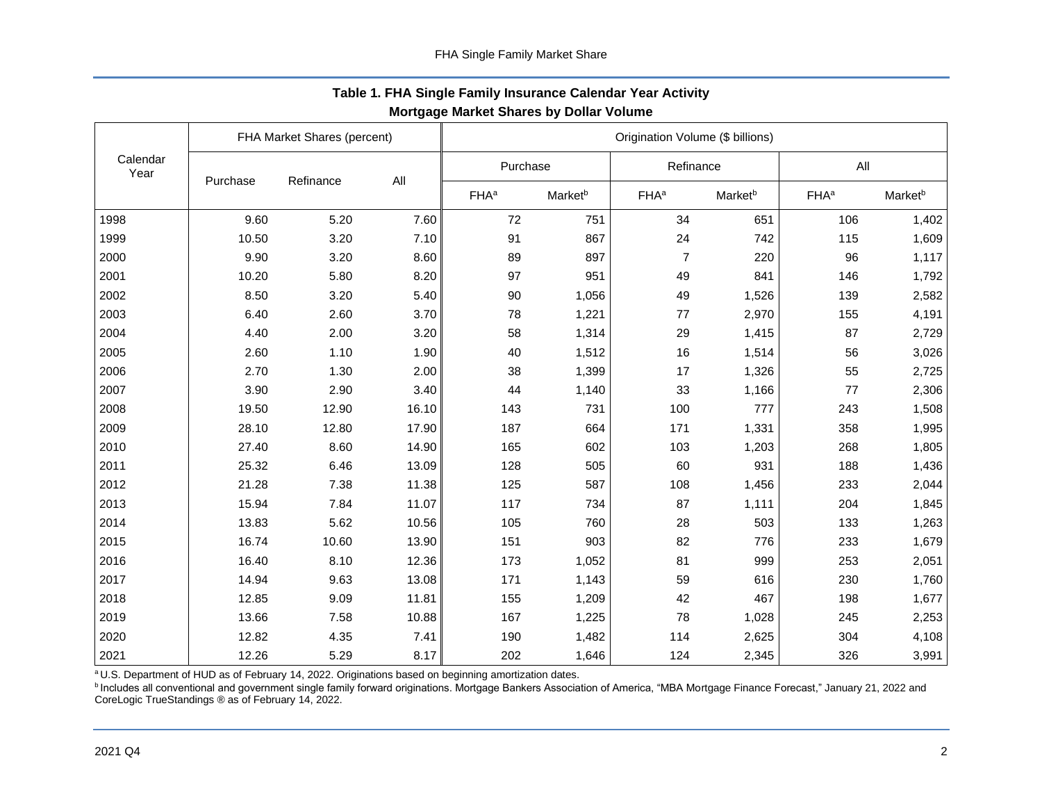## Table 1. FHA Single Family Insurance Calendar Year Activity
## Mortgage Market Shares by Dollar Volume

| Calendar Year | FHA Market Shares (percent) | | | Origination Volume ($ billions) | | | | | |
|---|---|---|---|---|---|---|---|---|---|
| | Purchase | Refinance | All | Purchase | | Refinance | | All | |
| | | | | FHA[a] | Market[b] | FHA[a] | Market[b] | FHA[a] | Market[b] |
| 1998 | 9.60 | 5.20 | 7.60 | 72 | 751 | 34 | 651 | 106 | 1,402 |
| 1999 | 10.50 | 3.20 | 7.10 | 91 | 867 | 24 | 742 | 115 | 1,609 |
| 2000 | 9.90 | 3.20 | 8.60 | 89 | 897 | 7 | 220 | 96 | 1,117 |
| 2001 | 10.20 | 5.80 | 8.20 | 97 | 951 | 49 | 841 | 146 | 1,792 |
| 2002 | 8.50 | 3.20 | 5.40 | 90 | 1,056 | 49 | 1,526 | 139 | 2,582 |
| 2003 | 6.40 | 2.60 | 3.70 | 78 | 1,221 | 77 | 2,970 | 155 | 4,191 |
| 2004 | 4.40 | 2.00 | 3.20 | 58 | 1,314 | 29 | 1,415 | 87 | 2,729 |
| 2005 | 2.60 | 1.10 | 1.90 | 40 | 1,512 | 16 | 1,514 | 56 | 3,026 |
| 2006 | 2.70 | 1.30 | 2.00 | 38 | 1,399 | 17 | 1,326 | 55 | 2,725 |
| 2007 | 3.90 | 2.90 | 3.40 | 44 | 1,140 | 33 | 1,166 | 77 | 2,306 |
| 2008 | 19.50 | 12.90 | 16.10 | 143 | 731 | 100 | 777 | 243 | 1,508 |
| 2009 | 28.10 | 12.80 | 17.90 | 187 | 664 | 171 | 1,331 | 358 | 1,995 |
| 2010 | 27.40 | 8.60 | 14.90 | 165 | 602 | 103 | 1,203 | 268 | 1,805 |
| 2011 | 25.32 | 6.46 | 13.09 | 128 | 505 | 60 | 931 | 188 | 1,436 |
| 2012 | 21.28 | 7.38 | 11.38 | 125 | 587 | 108 | 1,456 | 233 | 2,044 |
| 2013 | 15.94 | 7.84 | 11.07 | 117 | 734 | 87 | 1,111 | 204 | 1,845 |
| 2014 | 13.83 | 5.62 | 10.56 | 105 | 760 | 28 | 503 | 133 | 1,263 |
| 2015 | 16.74 | 10.60 | 13.90 | 151 | 903 | 82 | 776 | 233 | 1,679 |
| 2016 | 16.40 | 8.10 | 12.36 | 173 | 1,052 | 81 | 999 | 253 | 2,051 |
| 2017 | 14.94 | 9.63 | 13.08 | 171 | 1,143 | 59 | 616 | 230 | 1,760 |
| 2018 | 12.85 | 9.09 | 11.81 | 155 | 1,209 | 42 | 467 | 198 | 1,677 |
| 2019 | 13.66 | 7.58 | 10.88 | 167 | 1,225 | 78 | 1,028 | 245 | 2,253 |
| 2020 | 12.82 | 4.35 | 7.41 | 190 | 1,482 | 114 | 2,625 | 304 | 4,108 |
| 2021 | 12.26 | 5.29 | 8.17 | 202 | 1,646 | 124 | 2,345 | 326 | 3,991 |

[a] U.S. Department of HUD as of February 14, 2022. Originations based on beginning amortization dates.

[b] Includes all conventional and government single family forward originations. Mortgage Bankers Association of America, "MBA Mortgage Finance Forecast," January 21, 2022 and CoreLogic TrueStandings ® as of February 14, 2022.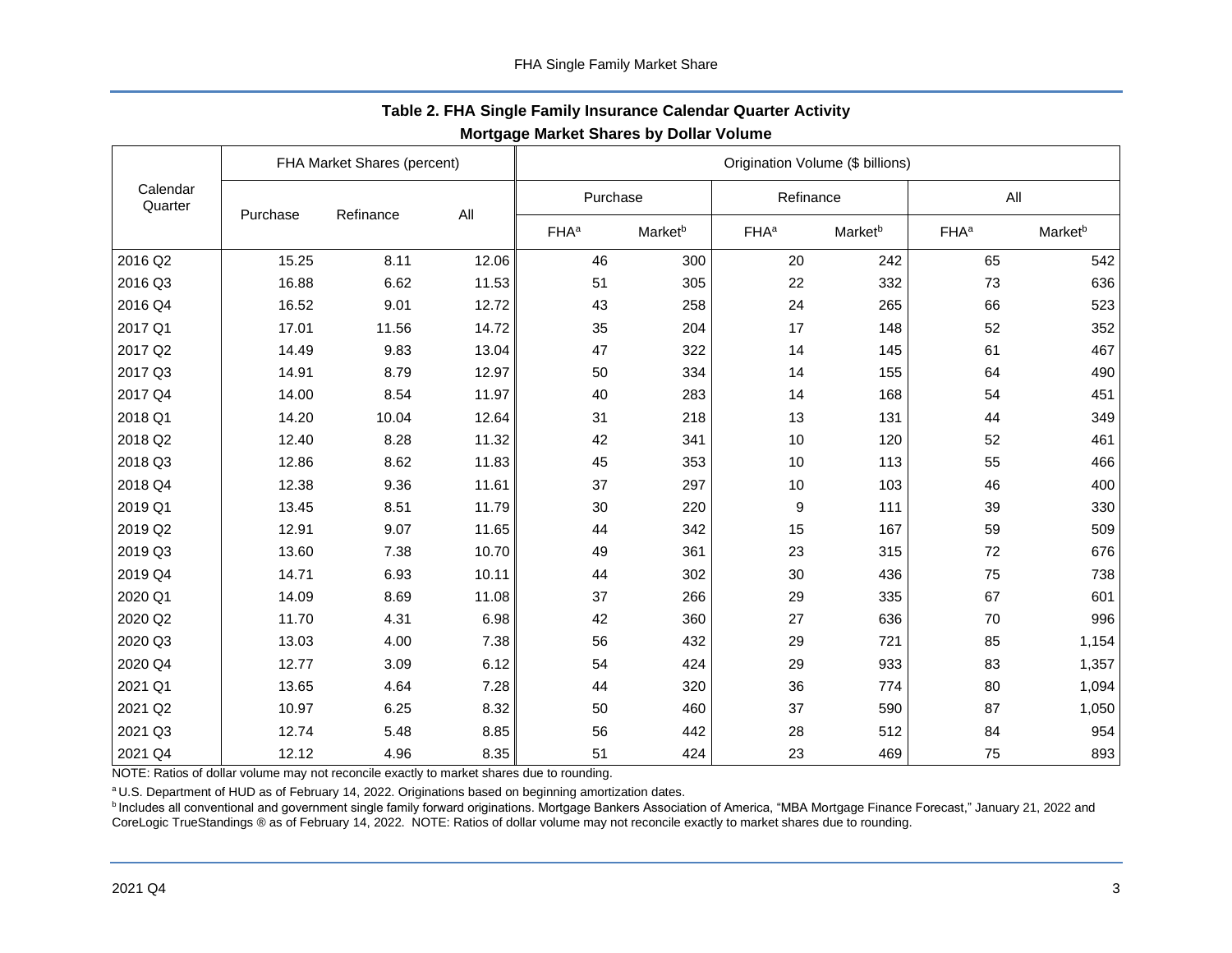## Table 2. FHA Single Family Insurance Calendar Quarter Activity
### Mortgage Market Shares by Dollar Volume

| Calendar Quarter | FHA Market Shares (percent) | | | Origination Volume ($ billions) | | | | | |
|---|---|---|---|---|---|---|---|---|---|
| | | | | Purchase | | Refinance | | All | |
| | Purchase | Refinance | All | FHA[a] | Market[b] | FHA[a] | Market[b] | FHA[a] | Market[b] |
| 2016 Q2 | 15.25 | 8.11 | 12.06 | 46 | 300 | 20 | 242 | 65 | 542 |
| 2016 Q3 | 16.88 | 6.62 | 11.53 | 51 | 305 | 22 | 332 | 73 | 636 |
| 2016 Q4 | 16.52 | 9.01 | 12.72 | 43 | 258 | 24 | 265 | 66 | 523 |
| 2017 Q1 | 17.01 | 11.56 | 14.72 | 35 | 204 | 17 | 148 | 52 | 352 |
| 2017 Q2 | 14.49 | 9.83 | 13.04 | 47 | 322 | 14 | 145 | 61 | 467 |
| 2017 Q3 | 14.91 | 8.79 | 12.97 | 50 | 334 | 14 | 155 | 64 | 490 |
| 2017 Q4 | 14.00 | 8.54 | 11.97 | 40 | 283 | 14 | 168 | 54 | 451 |
| 2018 Q1 | 14.20 | 10.04 | 12.64 | 31 | 218 | 13 | 131 | 44 | 349 |
| 2018 Q2 | 12.40 | 8.28 | 11.32 | 42 | 341 | 10 | 120 | 52 | 461 |
| 2018 Q3 | 12.86 | 8.62 | 11.83 | 45 | 353 | 10 | 113 | 55 | 466 |
| 2018 Q4 | 12.38 | 9.36 | 11.61 | 37 | 297 | 10 | 103 | 46 | 400 |
| 2019 Q1 | 13.45 | 8.51 | 11.79 | 30 | 220 | 9 | 111 | 39 | 330 |
| 2019 Q2 | 12.91 | 9.07 | 11.65 | 44 | 342 | 15 | 167 | 59 | 509 |
| 2019 Q3 | 13.60 | 7.38 | 10.70 | 49 | 361 | 23 | 315 | 72 | 676 |
| 2019 Q4 | 14.71 | 6.93 | 10.11 | 44 | 302 | 30 | 436 | 75 | 738 |
| 2020 Q1 | 14.09 | 8.69 | 11.08 | 37 | 266 | 29 | 335 | 67 | 601 |
| 2020 Q2 | 11.70 | 4.31 | 6.98 | 42 | 360 | 27 | 636 | 70 | 996 |
| 2020 Q3 | 13.03 | 4.00 | 7.38 | 56 | 432 | 29 | 721 | 85 | 1,154 |
| 2020 Q4 | 12.77 | 3.09 | 6.12 | 54 | 424 | 29 | 933 | 83 | 1,357 |
| 2021 Q1 | 13.65 | 4.64 | 7.28 | 44 | 320 | 36 | 774 | 80 | 1,094 |
| 2021 Q2 | 10.97 | 6.25 | 8.32 | 50 | 460 | 37 | 590 | 87 | 1,050 |
| 2021 Q3 | 12.74 | 5.48 | 8.85 | 56 | 442 | 28 | 512 | 84 | 954 |
| 2021 Q4 | 12.12 | 4.96 | 8.35 | 51 | 424 | 23 | 469 | 75 | 893 |

NOTE: Ratios of dollar volume may not reconcile exactly to market shares due to rounding.

[a] U.S. Department of HUD as of February 14, 2022. Originations based on beginning amortization dates.

[b] Includes all conventional and government single family forward originations. Mortgage Bankers Association of America, "MBA Mortgage Finance Forecast," January 21, 2022 and CoreLogic TrueStandings ® as of February 14, 2022. NOTE: Ratios of dollar volume may not reconcile exactly to market shares due to rounding.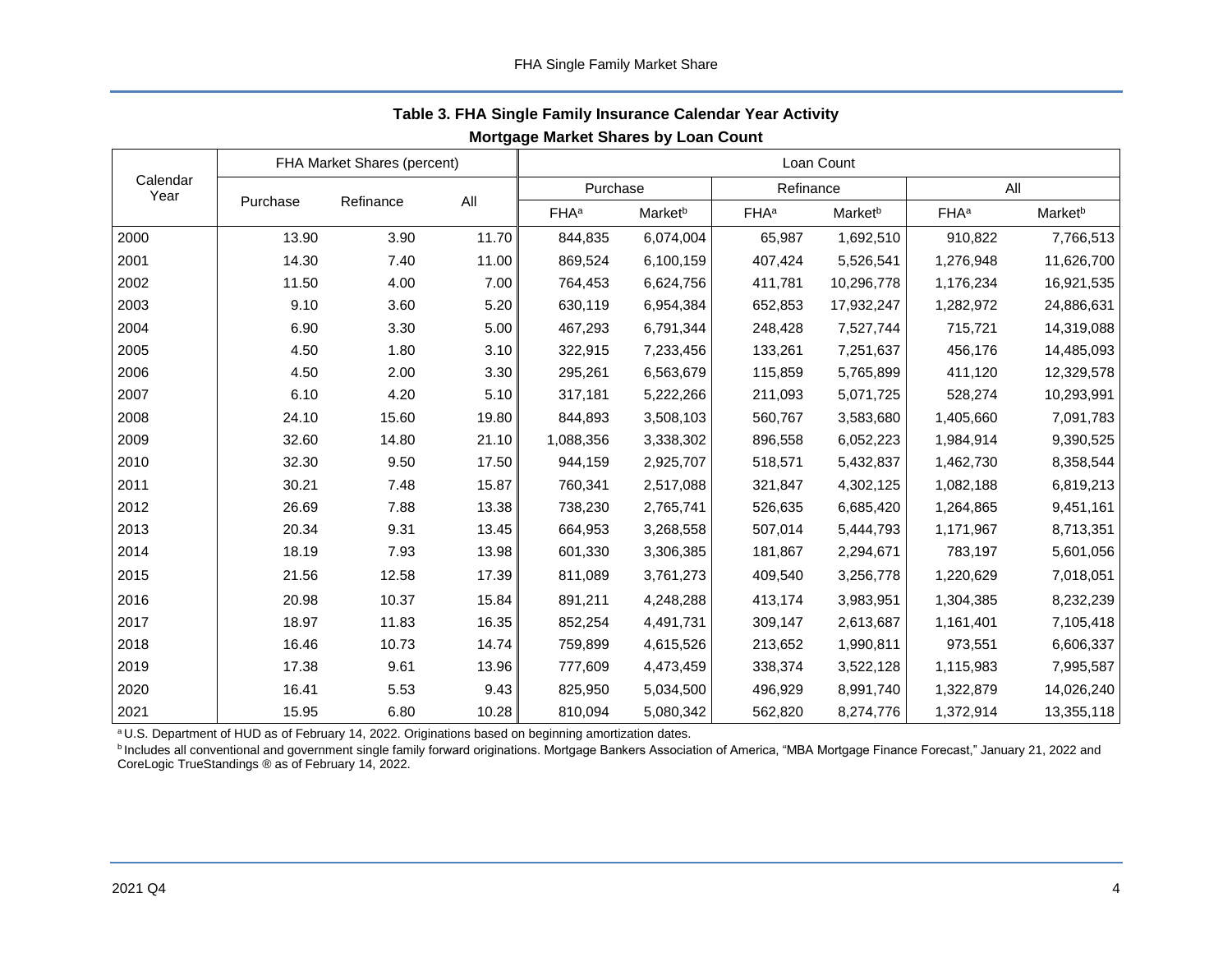## Table 3. FHA Single Family Insurance Calendar Year Activity

### Mortgage Market Shares by Loan Count

| Calendar Year | FHA Market Shares (percent) | | | Loan Count | | | | | |
|---|---|---|---|---|---|---|---|---|---|
| | | | | Purchase | | Refinance | | All | |
| | Purchase | Refinance | All | FHA[a] | Market[b] | FHA[a] | Market[b] | FHA[a] | Market[b] |
| 2000 | 13.90 | 3.90 | 11.70 | 844,835 | 6,074,004 | 65,987 | 1,692,510 | 910,822 | 7,766,513 |
| 2001 | 14.30 | 7.40 | 11.00 | 869,524 | 6,100,159 | 407,424 | 5,526,541 | 1,276,948 | 11,626,700 |
| 2002 | 11.50 | 4.00 | 7.00 | 764,453 | 6,624,756 | 411,781 | 10,296,778 | 1,176,234 | 16,921,535 |
| 2003 | 9.10 | 3.60 | 5.20 | 630,119 | 6,954,384 | 652,853 | 17,932,247 | 1,282,972 | 24,886,631 |
| 2004 | 6.90 | 3.30 | 5.00 | 467,293 | 6,791,344 | 248,428 | 7,527,744 | 715,721 | 14,319,088 |
| 2005 | 4.50 | 1.80 | 3.10 | 322,915 | 7,233,456 | 133,261 | 7,251,637 | 456,176 | 14,485,093 |
| 2006 | 4.50 | 2.00 | 3.30 | 295,261 | 6,563,679 | 115,859 | 5,765,899 | 411,120 | 12,329,578 |
| 2007 | 6.10 | 4.20 | 5.10 | 317,181 | 5,222,266 | 211,093 | 5,071,725 | 528,274 | 10,293,991 |
| 2008 | 24.10 | 15.60 | 19.80 | 844,893 | 3,508,103 | 560,767 | 3,583,680 | 1,405,660 | 7,091,783 |
| 2009 | 32.60 | 14.80 | 21.10 | 1,088,356 | 3,338,302 | 896,558 | 6,052,223 | 1,984,914 | 9,390,525 |
| 2010 | 32.30 | 9.50 | 17.50 | 944,159 | 2,925,707 | 518,571 | 5,432,837 | 1,462,730 | 8,358,544 |
| 2011 | 30.21 | 7.48 | 15.87 | 760,341 | 2,517,088 | 321,847 | 4,302,125 | 1,082,188 | 6,819,213 |
| 2012 | 26.69 | 7.88 | 13.38 | 738,230 | 2,765,741 | 526,635 | 6,685,420 | 1,264,865 | 9,451,161 |
| 2013 | 20.34 | 9.31 | 13.45 | 664,953 | 3,268,558 | 507,014 | 5,444,793 | 1,171,967 | 8,713,351 |
| 2014 | 18.19 | 7.93 | 13.98 | 601,330 | 3,306,385 | 181,867 | 2,294,671 | 783,197 | 5,601,056 |
| 2015 | 21.56 | 12.58 | 17.39 | 811,089 | 3,761,273 | 409,540 | 3,256,778 | 1,220,629 | 7,018,051 |
| 2016 | 20.98 | 10.37 | 15.84 | 891,211 | 4,248,288 | 413,174 | 3,983,951 | 1,304,385 | 8,232,239 |
| 2017 | 18.97 | 11.83 | 16.35 | 852,254 | 4,491,731 | 309,147 | 2,613,687 | 1,161,401 | 7,105,418 |
| 2018 | 16.46 | 10.73 | 14.74 | 759,899 | 4,615,526 | 213,652 | 1,990,811 | 973,551 | 6,606,337 |
| 2019 | 17.38 | 9.61 | 13.96 | 777,609 | 4,473,459 | 338,374 | 3,522,128 | 1,115,983 | 7,995,587 |
| 2020 | 16.41 | 5.53 | 9.43 | 825,950 | 5,034,500 | 496,929 | 8,991,740 | 1,322,879 | 14,026,240 |
| 2021 | 15.95 | 6.80 | 10.28 | 810,094 | 5,080,342 | 562,820 | 8,274,776 | 1,372,914 | 13,355,118 |

[a] U.S. Department of HUD as of February 14, 2022. Originations based on beginning amortization dates.

[b] Includes all conventional and government single family forward originations. Mortgage Bankers Association of America, “MBA Mortgage Finance Forecast,” January 21, 2022 and CoreLogic TrueStandings ® as of February 14, 2022.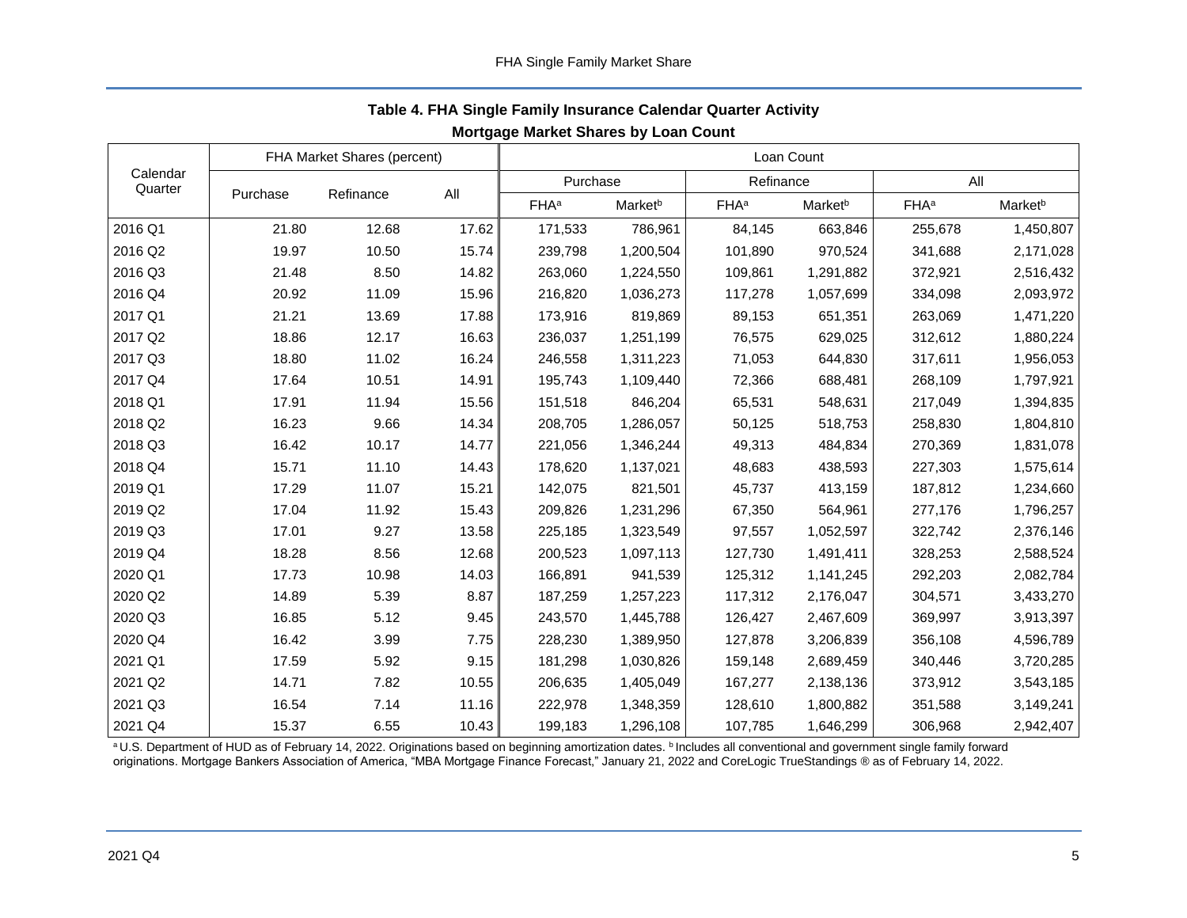**Table 4. FHA Single Family Insurance Calendar Quarter Activity**
**Mortgage Market Shares by Loan Count**

| Calendar Quarter | FHA Market Shares (percent) | | | Loan Count | | | | | |
|---|---|---|---|---|---|---|---|---|---|
| | | | | Purchase | | Refinance | | All | |
| | Purchase | Refinance | All | FHA[a] | Market[b] | FHA[a] | Market[b] | FHA[a] | Market[b] |
| 2016 Q1 | 21.80 | 12.68 | 17.62 | 171,533 | 786,961 | 84,145 | 663,846 | 255,678 | 1,450,807 |
| 2016 Q2 | 19.97 | 10.50 | 15.74 | 239,798 | 1,200,504 | 101,890 | 970,524 | 341,688 | 2,171,028 |
| 2016 Q3 | 21.48 | 8.50 | 14.82 | 263,060 | 1,224,550 | 109,861 | 1,291,882 | 372,921 | 2,516,432 |
| 2016 Q4 | 20.92 | 11.09 | 15.96 | 216,820 | 1,036,273 | 117,278 | 1,057,699 | 334,098 | 2,093,972 |
| 2017 Q1 | 21.21 | 13.69 | 17.88 | 173,916 | 819,869 | 89,153 | 651,351 | 263,069 | 1,471,220 |
| 2017 Q2 | 18.86 | 12.17 | 16.63 | 236,037 | 1,251,199 | 76,575 | 629,025 | 312,612 | 1,880,224 |
| 2017 Q3 | 18.80 | 11.02 | 16.24 | 246,558 | 1,311,223 | 71,053 | 644,830 | 317,611 | 1,956,053 |
| 2017 Q4 | 17.64 | 10.51 | 14.91 | 195,743 | 1,109,440 | 72,366 | 688,481 | 268,109 | 1,797,921 |
| 2018 Q1 | 17.91 | 11.94 | 15.56 | 151,518 | 846,204 | 65,531 | 548,631 | 217,049 | 1,394,835 |
| 2018 Q2 | 16.23 | 9.66 | 14.34 | 208,705 | 1,286,057 | 50,125 | 518,753 | 258,830 | 1,804,810 |
| 2018 Q3 | 16.42 | 10.17 | 14.77 | 221,056 | 1,346,244 | 49,313 | 484,834 | 270,369 | 1,831,078 |
| 2018 Q4 | 15.71 | 11.10 | 14.43 | 178,620 | 1,137,021 | 48,683 | 438,593 | 227,303 | 1,575,614 |
| 2019 Q1 | 17.29 | 11.07 | 15.21 | 142,075 | 821,501 | 45,737 | 413,159 | 187,812 | 1,234,660 |
| 2019 Q2 | 17.04 | 11.92 | 15.43 | 209,826 | 1,231,296 | 67,350 | 564,961 | 277,176 | 1,796,257 |
| 2019 Q3 | 17.01 | 9.27 | 13.58 | 225,185 | 1,323,549 | 97,557 | 1,052,597 | 322,742 | 2,376,146 |
| 2019 Q4 | 18.28 | 8.56 | 12.68 | 200,523 | 1,097,113 | 127,730 | 1,491,411 | 328,253 | 2,588,524 |
| 2020 Q1 | 17.73 | 10.98 | 14.03 | 166,891 | 941,539 | 125,312 | 1,141,245 | 292,203 | 2,082,784 |
| 2020 Q2 | 14.89 | 5.39 | 8.87 | 187,259 | 1,257,223 | 117,312 | 2,176,047 | 304,571 | 3,433,270 |
| 2020 Q3 | 16.85 | 5.12 | 9.45 | 243,570 | 1,445,788 | 126,427 | 2,467,609 | 369,997 | 3,913,397 |
| 2020 Q4 | 16.42 | 3.99 | 7.75 | 228,230 | 1,389,950 | 127,878 | 3,206,839 | 356,108 | 4,596,789 |
| 2021 Q1 | 17.59 | 5.92 | 9.15 | 181,298 | 1,030,826 | 159,148 | 2,689,459 | 340,446 | 3,720,285 |
| 2021 Q2 | 14.71 | 7.82 | 10.55 | 206,635 | 1,405,049 | 167,277 | 2,138,136 | 373,912 | 3,543,185 |
| 2021 Q3 | 16.54 | 7.14 | 11.16 | 222,978 | 1,348,359 | 128,610 | 1,800,882 | 351,588 | 3,149,241 |
| 2021 Q4 | 15.37 | 6.55 | 10.43 | 199,183 | 1,296,108 | 107,785 | 1,646,299 | 306,968 | 2,942,407 |

[a] U.S. Department of HUD as of February 14, 2022. Originations based on beginning amortization dates. [b] Includes all conventional and government single family forward originations. Mortgage Bankers Association of America, "MBA Mortgage Finance Forecast," January 21, 2022 and CoreLogic TrueStandings ® as of February 14, 2022.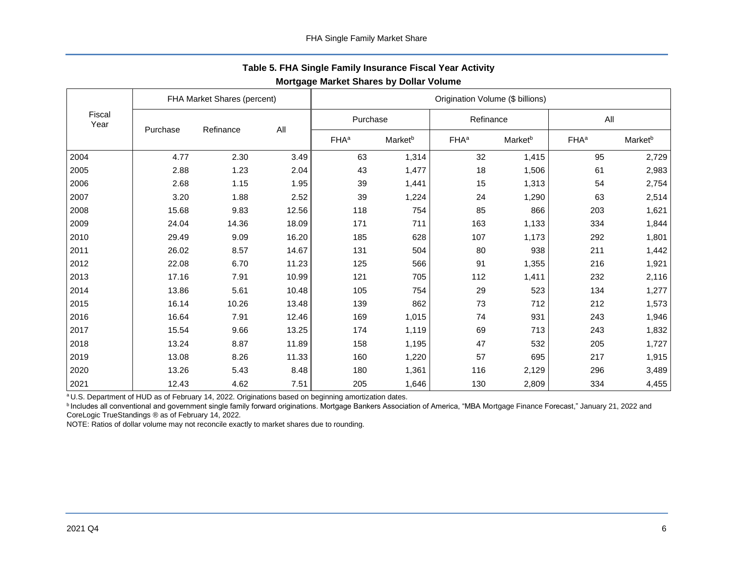## Table 5. FHA Single Family Insurance Fiscal Year Activity
### Mortgage Market Shares by Dollar Volume

| Fiscal Year | FHA Market Shares (percent) | | | Origination Volume ($ billions) | | | | | |
|---|---|---|---|---|---|---|---|---|---|
| | Purchase | Refinance | All | Purchase | | Refinance | | All | |
| | | | | FHA[a] | Market[b] | FHA[a] | Market[b] | FHA[a] | Market[b] |
| 2004 | 4.77 | 2.30 | 3.49 | 63 | 1,314 | 32 | 1,415 | 95 | 2,729 |
| 2005 | 2.88 | 1.23 | 2.04 | 43 | 1,477 | 18 | 1,506 | 61 | 2,983 |
| 2006 | 2.68 | 1.15 | 1.95 | 39 | 1,441 | 15 | 1,313 | 54 | 2,754 |
| 2007 | 3.20 | 1.88 | 2.52 | 39 | 1,224 | 24 | 1,290 | 63 | 2,514 |
| 2008 | 15.68 | 9.83 | 12.56 | 118 | 754 | 85 | 866 | 203 | 1,621 |
| 2009 | 24.04 | 14.36 | 18.09 | 171 | 711 | 163 | 1,133 | 334 | 1,844 |
| 2010 | 29.49 | 9.09 | 16.20 | 185 | 628 | 107 | 1,173 | 292 | 1,801 |
| 2011 | 26.02 | 8.57 | 14.67 | 131 | 504 | 80 | 938 | 211 | 1,442 |
| 2012 | 22.08 | 6.70 | 11.23 | 125 | 566 | 91 | 1,355 | 216 | 1,921 |
| 2013 | 17.16 | 7.91 | 10.99 | 121 | 705 | 112 | 1,411 | 232 | 2,116 |
| 2014 | 13.86 | 5.61 | 10.48 | 105 | 754 | 29 | 523 | 134 | 1,277 |
| 2015 | 16.14 | 10.26 | 13.48 | 139 | 862 | 73 | 712 | 212 | 1,573 |
| 2016 | 16.64 | 7.91 | 12.46 | 169 | 1,015 | 74 | 931 | 243 | 1,946 |
| 2017 | 15.54 | 9.66 | 13.25 | 174 | 1,119 | 69 | 713 | 243 | 1,832 |
| 2018 | 13.24 | 8.87 | 11.89 | 158 | 1,195 | 47 | 532 | 205 | 1,727 |
| 2019 | 13.08 | 8.26 | 11.33 | 160 | 1,220 | 57 | 695 | 217 | 1,915 |
| 2020 | 13.26 | 5.43 | 8.48 | 180 | 1,361 | 116 | 2,129 | 296 | 3,489 |
| 2021 | 12.43 | 4.62 | 7.51 | 205 | 1,646 | 130 | 2,809 | 334 | 4,455 |

[a] U.S. Department of HUD as of February 14, 2022. Originations based on beginning amortization dates.

[b] Includes all conventional and government single family forward originations. Mortgage Bankers Association of America, "MBA Mortgage Finance Forecast," January 21, 2022 and CoreLogic TrueStandings ® as of February 14, 2022.

NOTE: Ratios of dollar volume may not reconcile exactly to market shares due to rounding.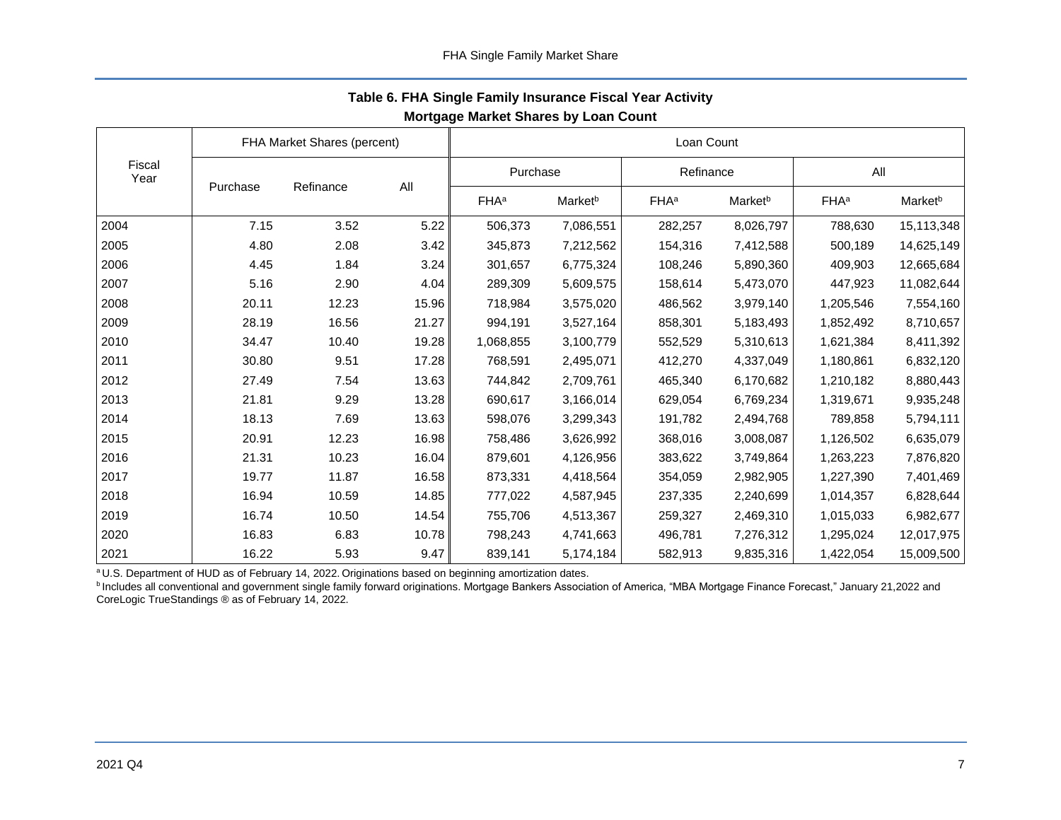### Table 6. FHA Single Family Insurance Fiscal Year Activity
### Mortgage Market Shares by Loan Count

| Fiscal Year | FHA Market Shares (percent) | | | Loan Count | | | | | |
|---|---|---|---|---|---|---|---|---|---|
| | Purchase | Refinance | All | Purchase | | Refinance | | All | |
| | | | | FHA[a] | Market[b] | FHA[a] | Market[b] | FHA[a] | Market[b] |
| 2004 | 7.15 | 3.52 | 5.22 | 506,373 | 7,086,551 | 282,257 | 8,026,797 | 788,630 | 15,113,348 |
| 2005 | 4.80 | 2.08 | 3.42 | 345,873 | 7,212,562 | 154,316 | 7,412,588 | 500,189 | 14,625,149 |
| 2006 | 4.45 | 1.84 | 3.24 | 301,657 | 6,775,324 | 108,246 | 5,890,360 | 409,903 | 12,665,684 |
| 2007 | 5.16 | 2.90 | 4.04 | 289,309 | 5,609,575 | 158,614 | 5,473,070 | 447,923 | 11,082,644 |
| 2008 | 20.11 | 12.23 | 15.96 | 718,984 | 3,575,020 | 486,562 | 3,979,140 | 1,205,546 | 7,554,160 |
| 2009 | 28.19 | 16.56 | 21.27 | 994,191 | 3,527,164 | 858,301 | 5,183,493 | 1,852,492 | 8,710,657 |
| 2010 | 34.47 | 10.40 | 19.28 | 1,068,855 | 3,100,779 | 552,529 | 5,310,613 | 1,621,384 | 8,411,392 |
| 2011 | 30.80 | 9.51 | 17.28 | 768,591 | 2,495,071 | 412,270 | 4,337,049 | 1,180,861 | 6,832,120 |
| 2012 | 27.49 | 7.54 | 13.63 | 744,842 | 2,709,761 | 465,340 | 6,170,682 | 1,210,182 | 8,880,443 |
| 2013 | 21.81 | 9.29 | 13.28 | 690,617 | 3,166,014 | 629,054 | 6,769,234 | 1,319,671 | 9,935,248 |
| 2014 | 18.13 | 7.69 | 13.63 | 598,076 | 3,299,343 | 191,782 | 2,494,768 | 789,858 | 5,794,111 |
| 2015 | 20.91 | 12.23 | 16.98 | 758,486 | 3,626,992 | 368,016 | 3,008,087 | 1,126,502 | 6,635,079 |
| 2016 | 21.31 | 10.23 | 16.04 | 879,601 | 4,126,956 | 383,622 | 3,749,864 | 1,263,223 | 7,876,820 |
| 2017 | 19.77 | 11.87 | 16.58 | 873,331 | 4,418,564 | 354,059 | 2,982,905 | 1,227,390 | 7,401,469 |
| 2018 | 16.94 | 10.59 | 14.85 | 777,022 | 4,587,945 | 237,335 | 2,240,699 | 1,014,357 | 6,828,644 |
| 2019 | 16.74 | 10.50 | 14.54 | 755,706 | 4,513,367 | 259,327 | 2,469,310 | 1,015,033 | 6,982,677 |
| 2020 | 16.83 | 6.83 | 10.78 | 798,243 | 4,741,663 | 496,781 | 7,276,312 | 1,295,024 | 12,017,975 |
| 2021 | 16.22 | 5.93 | 9.47 | 839,141 | 5,174,184 | 582,913 | 9,835,316 | 1,422,054 | 15,009,500 |

[a] U.S. Department of HUD as of February 14, 2022. Originations based on beginning amortization dates.

[b] Includes all conventional and government single family forward originations. Mortgage Bankers Association of America, "MBA Mortgage Finance Forecast," January 21,2022 and CoreLogic TrueStandings ® as of February 14, 2022.